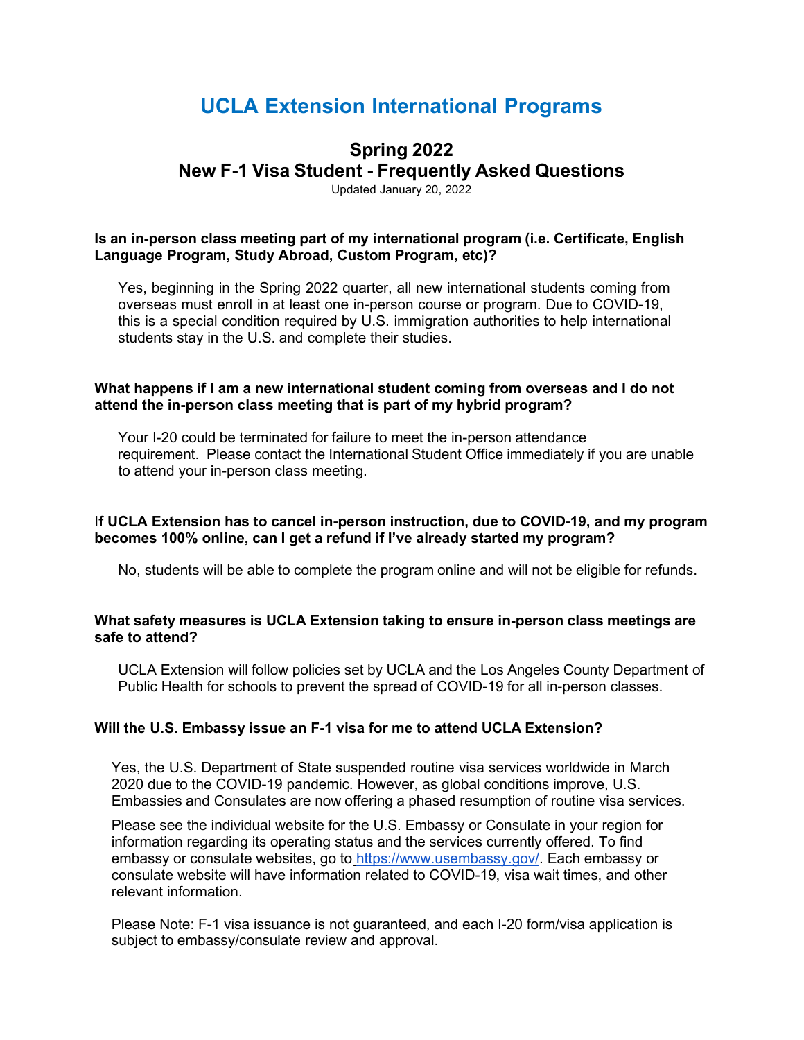# UCLA Extension International Programs

## Spring 2022
## New F-1 Visa Student - Frequently Asked Questions

Updated January 20, 2022

**Is an in-person class meeting part of my international program (i.e. Certificate, English Language Program, Study Abroad, Custom Program, etc)?**

Yes, beginning in the Spring 2022 quarter, all new international students coming from overseas must enroll in at least one in-person course or program. Due to COVID-19, this is a special condition required by U.S. immigration authorities to help international students stay in the U.S. and complete their studies.

**What happens if I am a new international student coming from overseas and I do not attend the in-person class meeting that is part of my hybrid program?**

Your I-20 could be terminated for failure to meet the in-person attendance requirement. Please contact the International Student Office immediately if you are unable to attend your in-person class meeting.

**If UCLA Extension has to cancel in-person instruction, due to COVID-19, and my program becomes 100% online, can I get a refund if I've already started my program?**

No, students will be able to complete the program online and will not be eligible for refunds.

**What safety measures is UCLA Extension taking to ensure in-person class meetings are safe to attend?**

UCLA Extension will follow policies set by UCLA and the Los Angeles County Department of Public Health for schools to prevent the spread of COVID-19 for all in-person classes.

**Will the U.S. Embassy issue an F-1 visa for me to attend UCLA Extension?**

Yes, the U.S. Department of State suspended routine visa services worldwide in March 2020 due to the COVID-19 pandemic. However, as global conditions improve, U.S. Embassies and Consulates are now offering a phased resumption of routine visa services.

Please see the individual website for the U.S. Embassy or Consulate in your region for information regarding its operating status and the services currently offered. To find embassy or consulate websites, go to https://www.usembassy.gov/. Each embassy or consulate website will have information related to COVID-19, visa wait times, and other relevant information.

Please Note: F-1 visa issuance is not guaranteed, and each I-20 form/visa application is subject to embassy/consulate review and approval.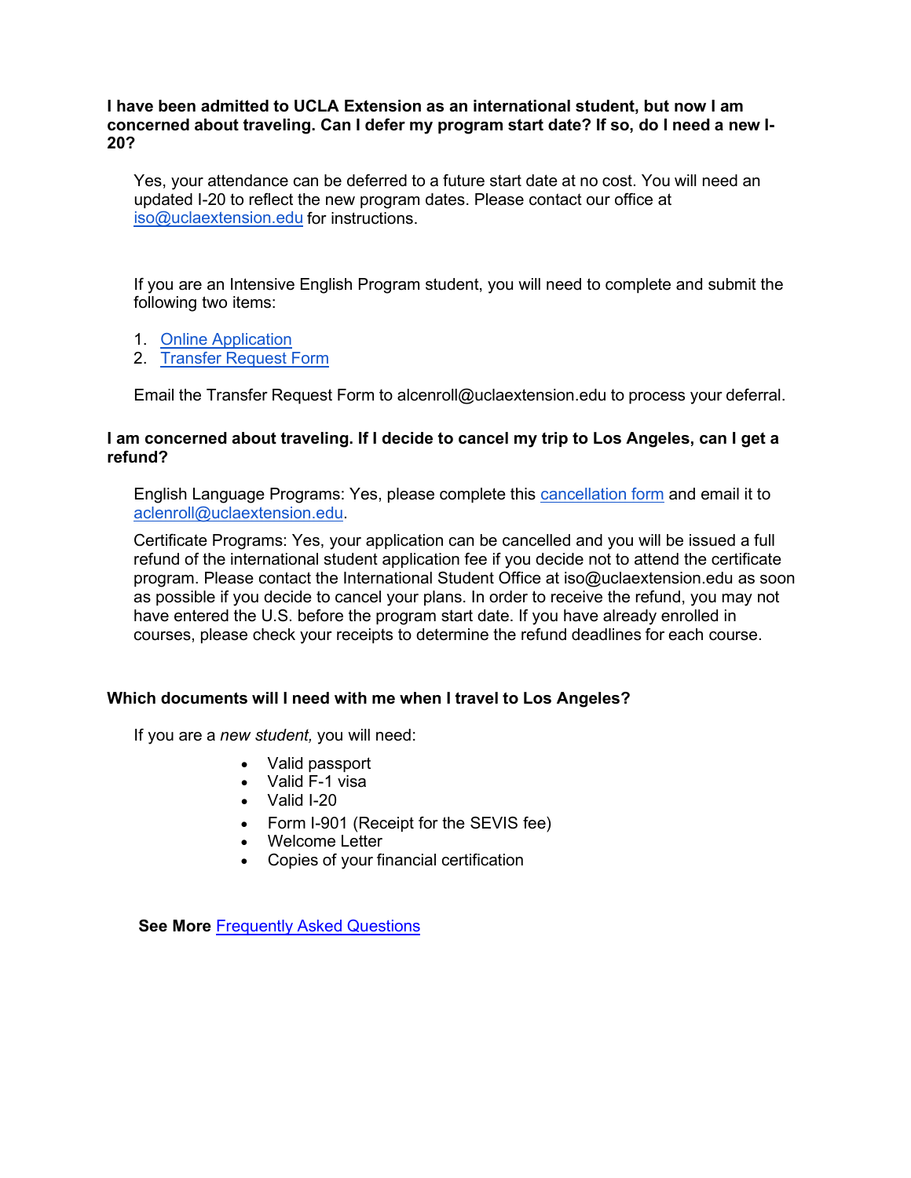**I have been admitted to UCLA Extension as an international student, but now I am concerned about traveling. Can I defer my program start date? If so, do I need a new I-20?**

Yes, your attendance can be deferred to a future start date at no cost. You will need an updated I-20 to reflect the new program dates. Please contact our office at [iso@uclaextension.edu](mailto:iso@uclaextension.edu) for instructions.

If you are an Intensive English Program student, you will need to complete and submit the following two items:

1. Online Application
2. Transfer Request Form

Email the Transfer Request Form to alcenroll@uclaextension.edu to process your deferral.

**I am concerned about traveling. If I decide to cancel my trip to Los Angeles, can I get a refund?**

English Language Programs: Yes, please complete this cancellation form and email it to [aclenroll@uclaextension.edu](mailto:aclenroll@uclaextension.edu).

Certificate Programs: Yes, your application can be cancelled and you will be issued a full refund of the international student application fee if you decide not to attend the certificate program. Please contact the International Student Office at iso@uclaextension.edu as soon as possible if you decide to cancel your plans. In order to receive the refund, you may not have entered the U.S. before the program start date. If you have already enrolled in courses, please check your receipts to determine the refund deadlines for each course.

**Which documents will I need with me when I travel to Los Angeles?**

If you are a *new student,* you will need:

- Valid passport
- Valid F-1 visa
- Valid I-20
- Form I-901 (Receipt for the SEVIS fee)
- Welcome Letter
- Copies of your financial certification

**See More** Frequently Asked Questions